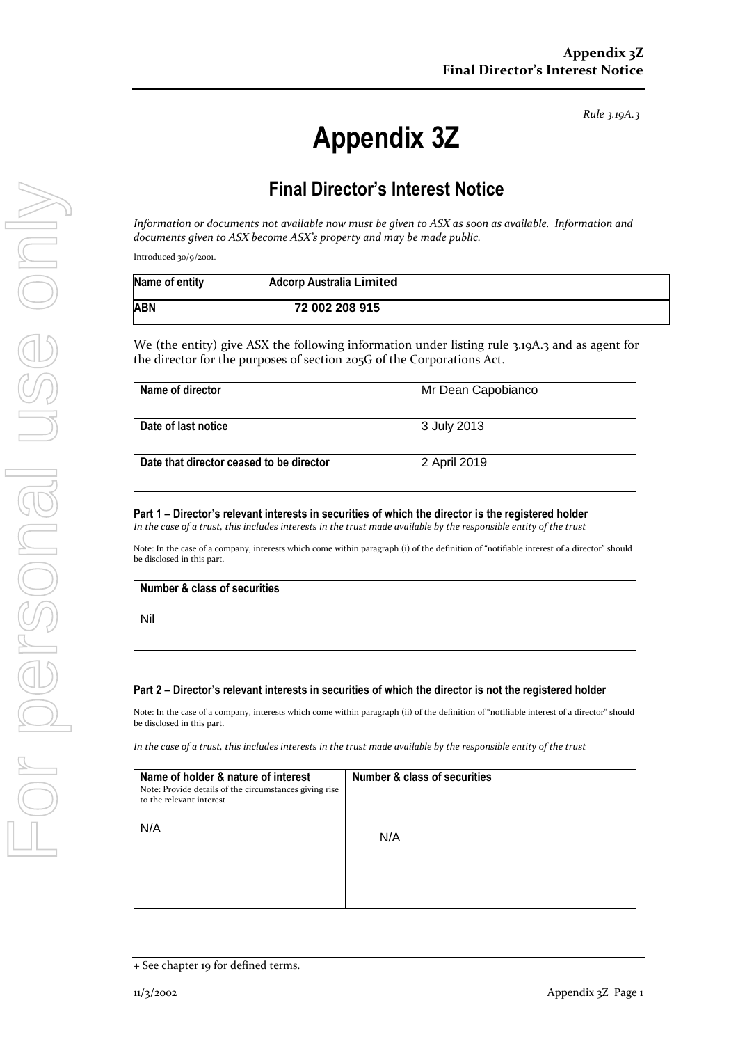*Rule 3.19A.3*

# Appendix 3Z

## Final Director's Interest Notice

*Information or documents not available now must be given to ASX as soon as available. Information and documents given to ASX become ASX's property and may be made public.*

Introduced 30/9/2001.

| Name of entity | Adcorp Australia Limited |
|---|---|
| ABN | 72 002 208 915 |

We (the entity) give ASX the following information under listing rule 3.19A.3 and as agent for the director for the purposes of section 205G of the Corporations Act.

| | |
|---|---|
| **Name of director** | Mr Dean Capobianco |
| **Date of last notice** | 3 July 2013 |
| **Date that director ceased to be director** | 2 April 2019 |

**Part 1 – Director's relevant interests in securities of which the director is the registered holder**

*In the case of a trust, this includes interests in the trust made available by the responsible entity of the trust*

Note: In the case of a company, interests which come within paragraph (i) of the definition of "notifiable interest of a director" should be disclosed in this part.

| Number & class of securities |
|---|
| Nil |

**Part 2 – Director's relevant interests in securities of which the director is not the registered holder**

Note: In the case of a company, interests which come within paragraph (ii) of the definition of "notifiable interest of a director" should be disclosed in this part.

*In the case of a trust, this includes interests in the trust made available by the responsible entity of the trust*

| Name of holder & nature of interest<br>Note: Provide details of the circumstances giving rise to the relevant interest | Number & class of securities |
|---|---|
| N/A | N/A |

+ See chapter 19 for defined terms.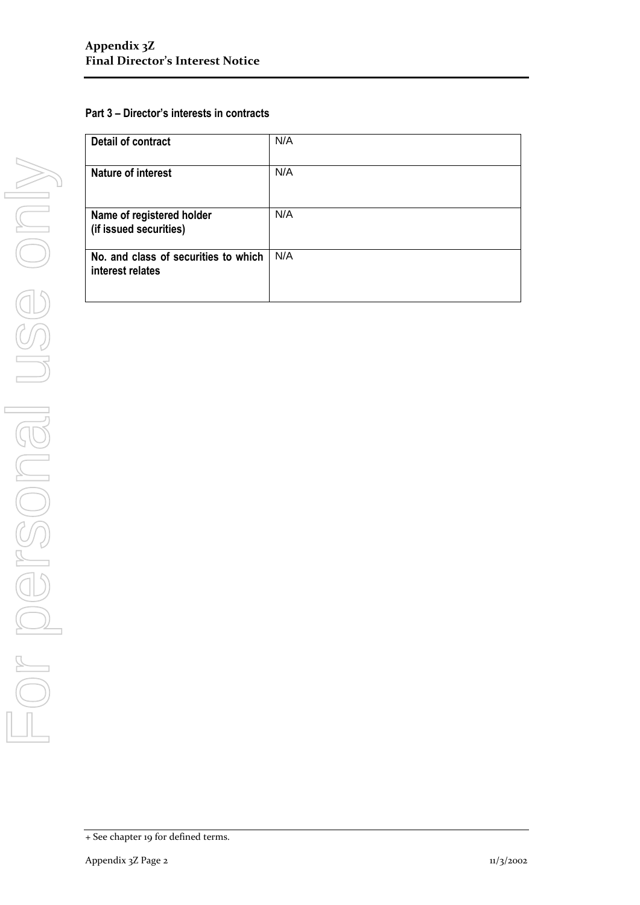## Part 3 – Director's interests in contracts

| | |
|---|---|
| **Detail of contract** | N/A |
| **Nature of interest** | N/A |
| **Name of registered holder (if issued securities)** | N/A |
| **No. and class of securities to which interest relates** | N/A |

+ See chapter 19 for defined terms.